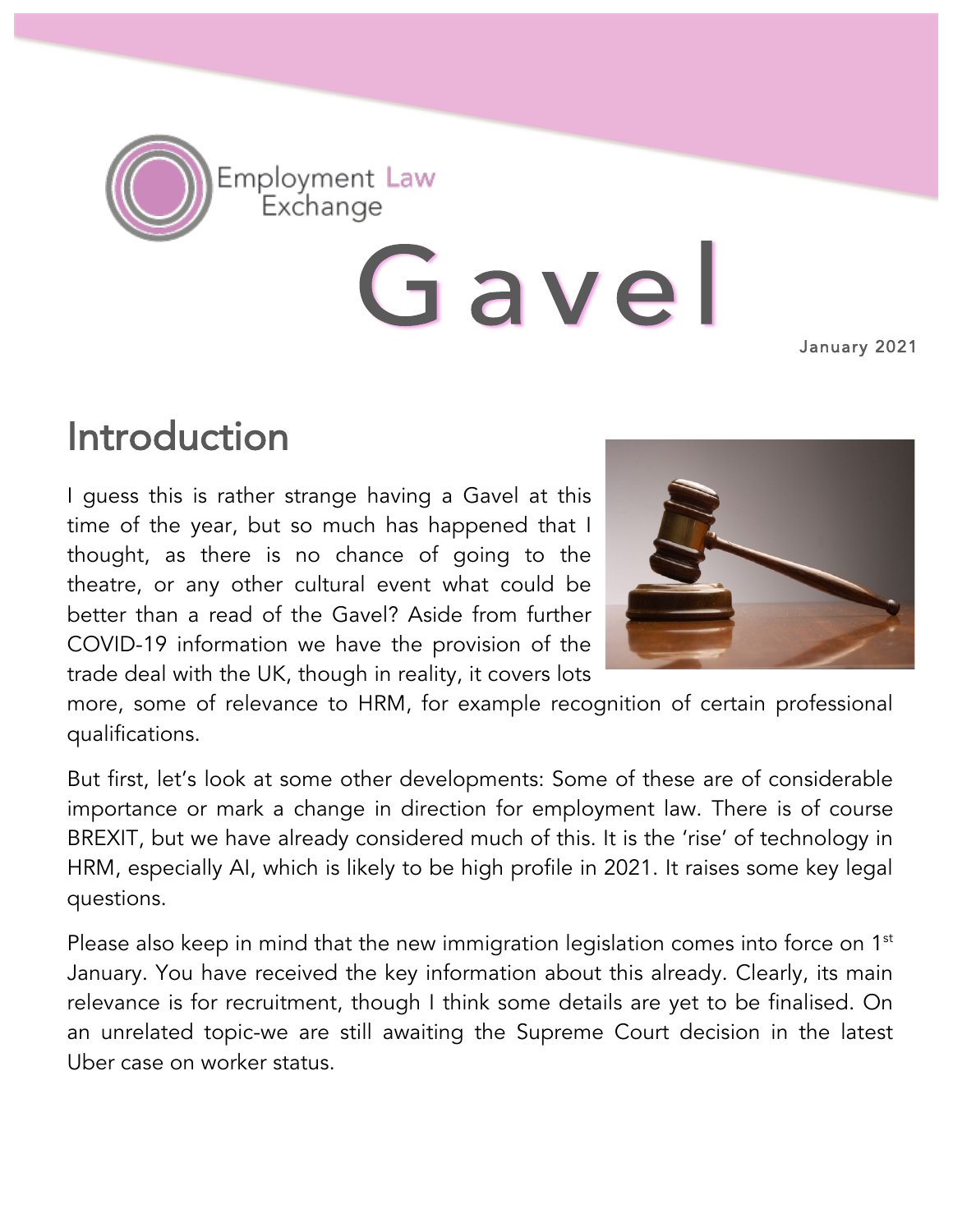Employment Law Exchange

# Gavel

January 2021

## Introduction

I guess this is rather strange having a Gavel at this time of the year, but so much has happened that I thought, as there is no chance of going to the theatre, or any other cultural event what could be better than a read of the Gavel? Aside from further COVID-19 information we have the provision of the trade deal with the UK, though in reality, it covers lots more, some of relevance to HRM, for example recognition of certain professional qualifications.

But first, let's look at some other developments: Some of these are of considerable importance or mark a change in direction for employment law. There is of course BREXIT, but we have already considered much of this. It is the 'rise' of technology in HRM, especially AI, which is likely to be high profile in 2021. It raises some key legal questions.

Please also keep in mind that the new immigration legislation comes into force on 1st January. You have received the key information about this already. Clearly, its main relevance is for recruitment, though I think some details are yet to be finalised. On an unrelated topic-we are still awaiting the Supreme Court decision in the latest Uber case on worker status.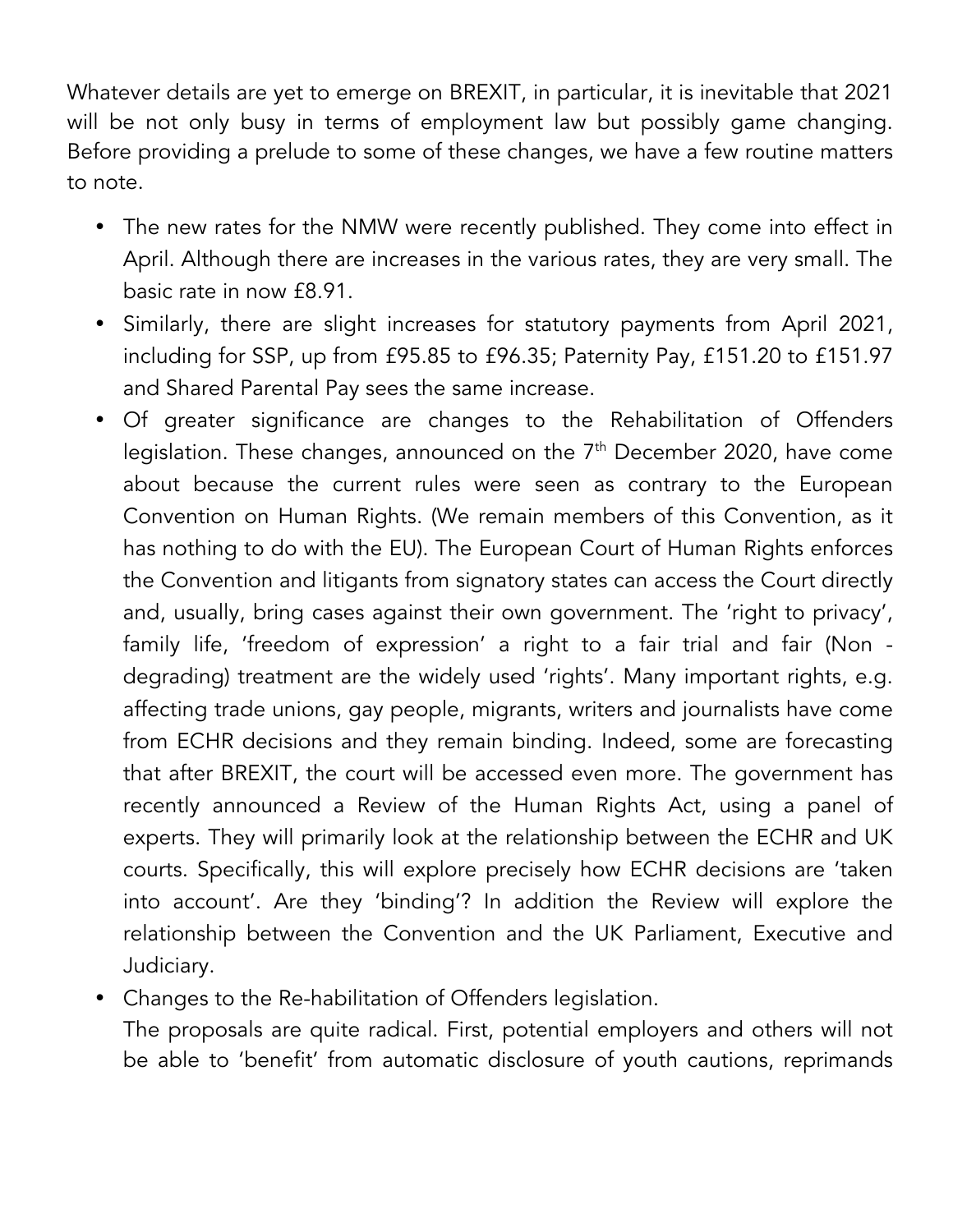Whatever details are yet to emerge on BREXIT, in particular, it is inevitable that 2021 will be not only busy in terms of employment law but possibly game changing. Before providing a prelude to some of these changes, we have a few routine matters to note.

- The new rates for the NMW were recently published. They come into effect in April. Although there are increases in the various rates, they are very small. The basic rate in now £8.91.
- Similarly, there are slight increases for statutory payments from April 2021, including for SSP, up from £95.85 to £96.35; Paternity Pay, £151.20 to £151.97 and Shared Parental Pay sees the same increase.
- Of greater significance are changes to the Rehabilitation of Offenders legislation. These changes, announced on the 7th December 2020, have come about because the current rules were seen as contrary to the European Convention on Human Rights. (We remain members of this Convention, as it has nothing to do with the EU). The European Court of Human Rights enforces the Convention and litigants from signatory states can access the Court directly and, usually, bring cases against their own government. The 'right to privacy', family life, 'freedom of expression' a right to a fair trial and fair (Non - degrading) treatment are the widely used 'rights'. Many important rights, e.g. affecting trade unions, gay people, migrants, writers and journalists have come from ECHR decisions and they remain binding. Indeed, some are forecasting that after BREXIT, the court will be accessed even more. The government has recently announced a Review of the Human Rights Act, using a panel of experts. They will primarily look at the relationship between the ECHR and UK courts. Specifically, this will explore precisely how ECHR decisions are 'taken into account'. Are they 'binding'? In addition the Review will explore the relationship between the Convention and the UK Parliament, Executive and Judiciary.
- Changes to the Re-habilitation of Offenders legislation.
  The proposals are quite radical. First, potential employers and others will not be able to 'benefit' from automatic disclosure of youth cautions, reprimands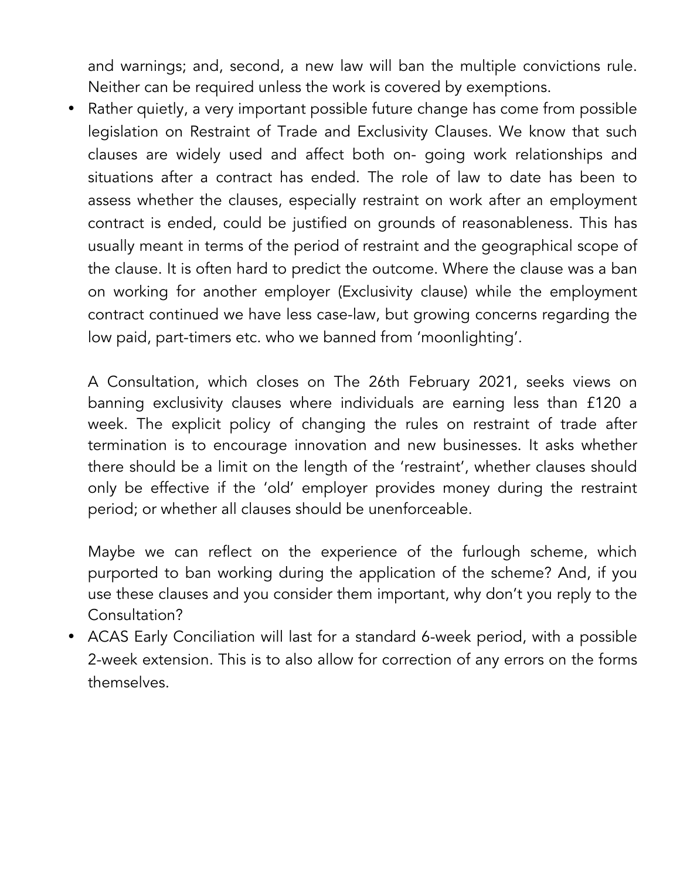and warnings; and, second, a new law will ban the multiple convictions rule. Neither can be required unless the work is covered by exemptions.

- Rather quietly, a very important possible future change has come from possible legislation on Restraint of Trade and Exclusivity Clauses. We know that such clauses are widely used and affect both on- going work relationships and situations after a contract has ended. The role of law to date has been to assess whether the clauses, especially restraint on work after an employment contract is ended, could be justified on grounds of reasonableness. This has usually meant in terms of the period of restraint and the geographical scope of the clause. It is often hard to predict the outcome. Where the clause was a ban on working for another employer (Exclusivity clause) while the employment contract continued we have less case-law, but growing concerns regarding the low paid, part-timers etc. who we banned from 'moonlighting'.

  A Consultation, which closes on The 26th February 2021, seeks views on banning exclusivity clauses where individuals are earning less than £120 a week. The explicit policy of changing the rules on restraint of trade after termination is to encourage innovation and new businesses. It asks whether there should be a limit on the length of the 'restraint', whether clauses should only be effective if the 'old' employer provides money during the restraint period; or whether all clauses should be unenforceable.

  Maybe we can reflect on the experience of the furlough scheme, which purported to ban working during the application of the scheme? And, if you use these clauses and you consider them important, why don't you reply to the Consultation?

- ACAS Early Conciliation will last for a standard 6-week period, with a possible 2-week extension. This is to also allow for correction of any errors on the forms themselves.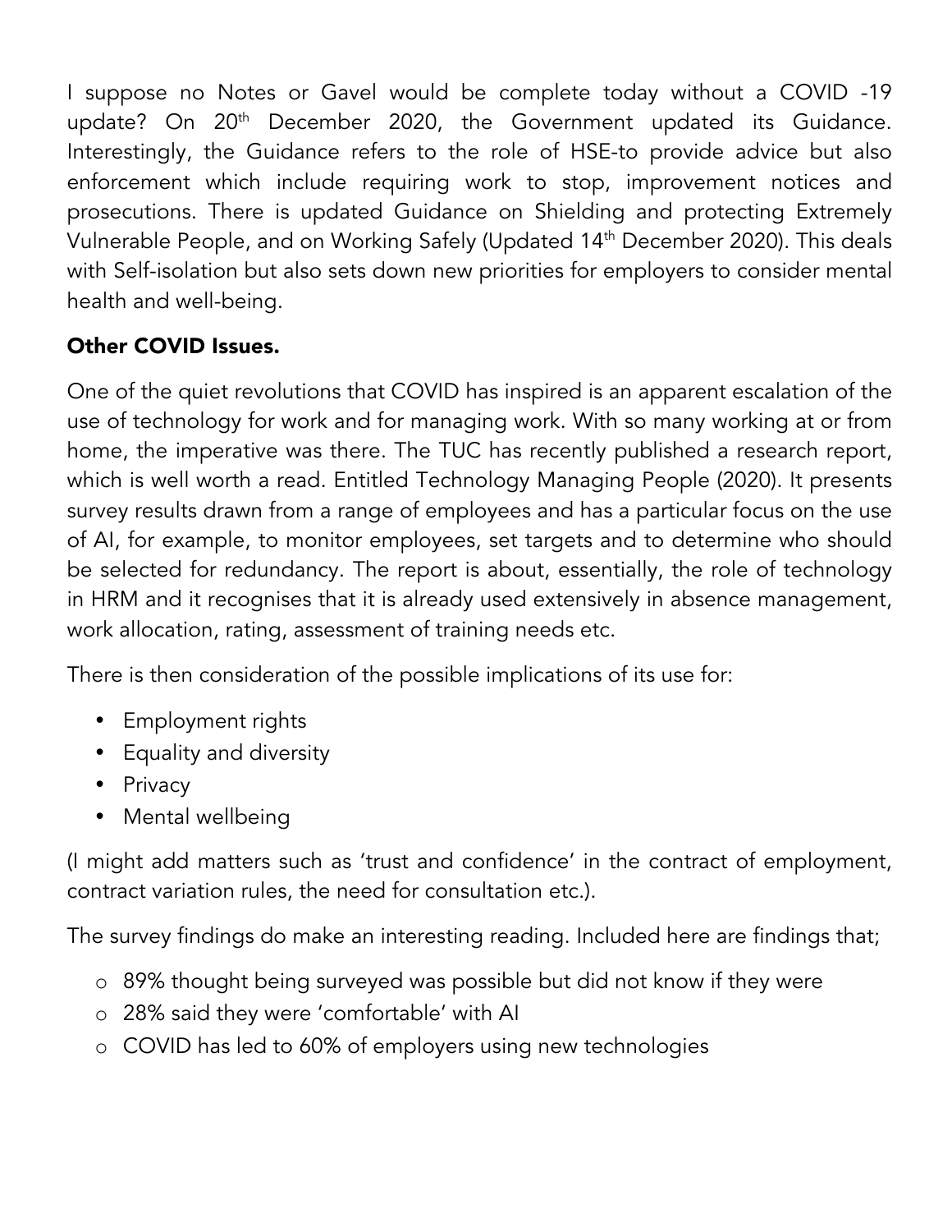I suppose no Notes or Gavel would be complete today without a COVID -19 update? On 20th December 2020, the Government updated its Guidance. Interestingly, the Guidance refers to the role of HSE-to provide advice but also enforcement which include requiring work to stop, improvement notices and prosecutions. There is updated Guidance on Shielding and protecting Extremely Vulnerable People, and on Working Safely (Updated 14th December 2020). This deals with Self-isolation but also sets down new priorities for employers to consider mental health and well-being.

**Other COVID Issues.**

One of the quiet revolutions that COVID has inspired is an apparent escalation of the use of technology for work and for managing work. With so many working at or from home, the imperative was there. The TUC has recently published a research report, which is well worth a read. Entitled Technology Managing People (2020). It presents survey results drawn from a range of employees and has a particular focus on the use of AI, for example, to monitor employees, set targets and to determine who should be selected for redundancy. The report is about, essentially, the role of technology in HRM and it recognises that it is already used extensively in absence management, work allocation, rating, assessment of training needs etc.

There is then consideration of the possible implications of its use for:

- Employment rights
- Equality and diversity
- Privacy
- Mental wellbeing

(I might add matters such as 'trust and confidence' in the contract of employment, contract variation rules, the need for consultation etc.).

The survey findings do make an interesting reading. Included here are findings that;

- 89% thought being surveyed was possible but did not know if they were
- 28% said they were 'comfortable' with AI
- COVID has led to 60% of employers using new technologies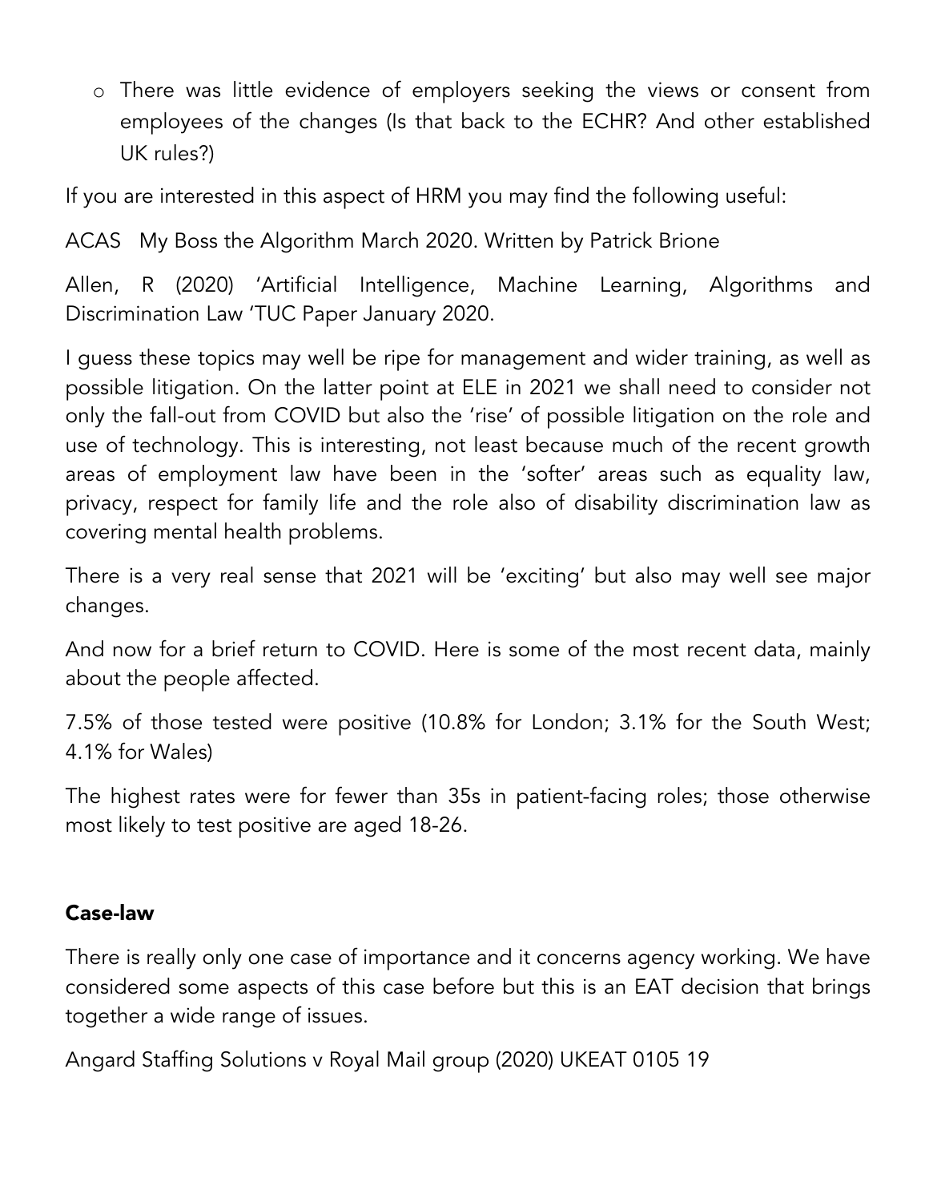- There was little evidence of employers seeking the views or consent from employees of the changes (Is that back to the ECHR? And other established UK rules?)

If you are interested in this aspect of HRM you may find the following useful:

ACAS My Boss the Algorithm March 2020. Written by Patrick Brione

Allen, R (2020) 'Artificial Intelligence, Machine Learning, Algorithms and Discrimination Law 'TUC Paper January 2020.

I guess these topics may well be ripe for management and wider training, as well as possible litigation. On the latter point at ELE in 2021 we shall need to consider not only the fall-out from COVID but also the 'rise' of possible litigation on the role and use of technology. This is interesting, not least because much of the recent growth areas of employment law have been in the 'softer' areas such as equality law, privacy, respect for family life and the role also of disability discrimination law as covering mental health problems.

There is a very real sense that 2021 will be 'exciting' but also may well see major changes.

And now for a brief return to COVID. Here is some of the most recent data, mainly about the people affected.

7.5% of those tested were positive (10.8% for London; 3.1% for the South West; 4.1% for Wales)

The highest rates were for fewer than 35s in patient-facing roles; those otherwise most likely to test positive are aged 18-26.

## Case-law

There is really only one case of importance and it concerns agency working. We have considered some aspects of this case before but this is an EAT decision that brings together a wide range of issues.

Angard Staffing Solutions v Royal Mail group (2020) UKEAT 0105 19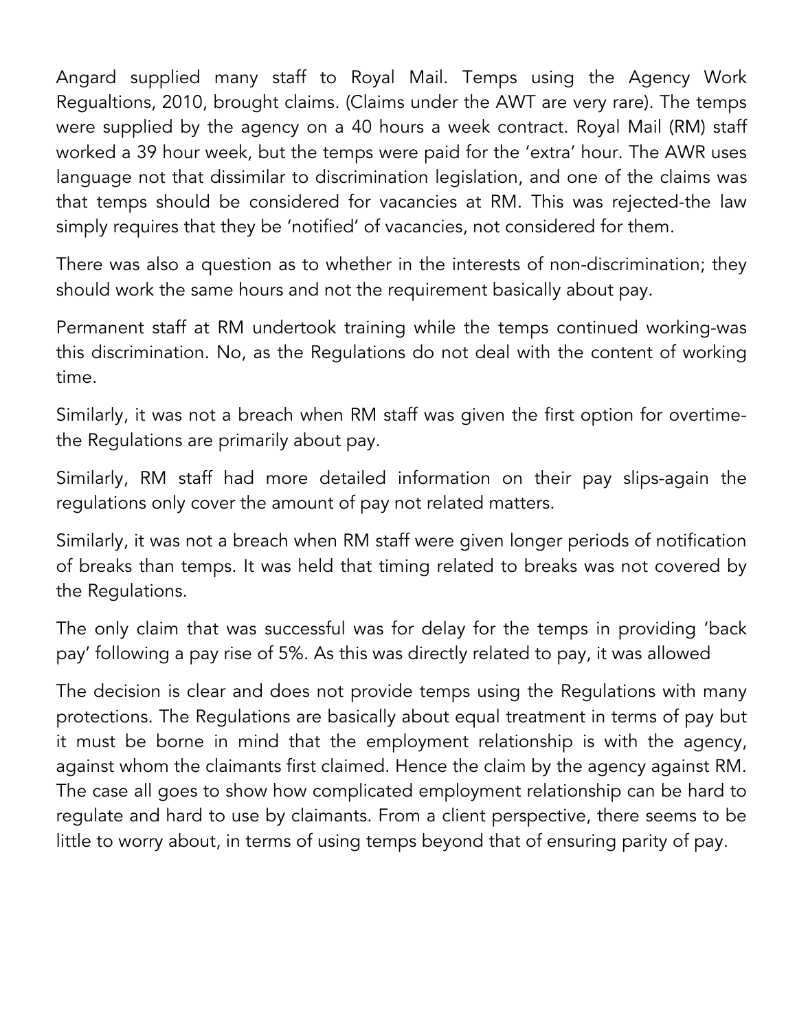Angard supplied many staff to Royal Mail. Temps using the Agency Work Regualtions, 2010, brought claims. (Claims under the AWT are very rare). The temps were supplied by the agency on a 40 hours a week contract. Royal Mail (RM) staff worked a 39 hour week, but the temps were paid for the 'extra' hour. The AWR uses language not that dissimilar to discrimination legislation, and one of the claims was that temps should be considered for vacancies at RM. This was rejected-the law simply requires that they be 'notified' of vacancies, not considered for them.

There was also a question as to whether in the interests of non-discrimination; they should work the same hours and not the requirement basically about pay.

Permanent staff at RM undertook training while the temps continued working-was this discrimination. No, as the Regulations do not deal with the content of working time.

Similarly, it was not a breach when RM staff was given the first option for overtime-the Regulations are primarily about pay.

Similarly, RM staff had more detailed information on their pay slips-again the regulations only cover the amount of pay not related matters.

Similarly, it was not a breach when RM staff were given longer periods of notification of breaks than temps. It was held that timing related to breaks was not covered by the Regulations.

The only claim that was successful was for delay for the temps in providing 'back pay' following a pay rise of 5%. As this was directly related to pay, it was allowed

The decision is clear and does not provide temps using the Regulations with many protections. The Regulations are basically about equal treatment in terms of pay but it must be borne in mind that the employment relationship is with the agency, against whom the claimants first claimed. Hence the claim by the agency against RM. The case all goes to show how complicated employment relationship can be hard to regulate and hard to use by claimants. From a client perspective, there seems to be little to worry about, in terms of using temps beyond that of ensuring parity of pay.